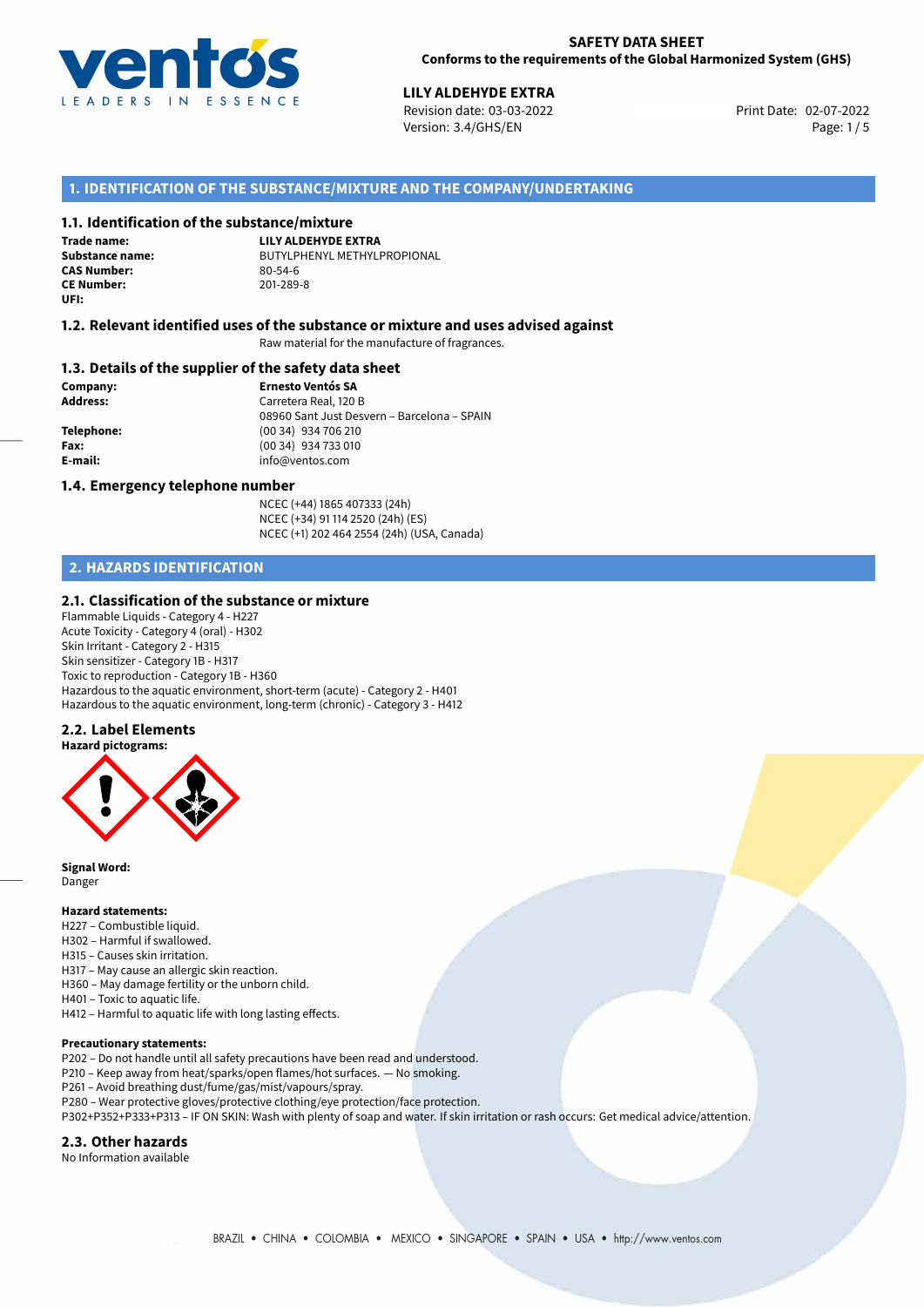**SAFETY DATA SHEET**
**Conforms to the requirements of the Global Harmonized System (GHS)**

**LILY ALDEHYDE EXTRA**
Revision date: 03-03-2022
Version: 3.4/GHS/EN
Print Date: 02-07-2022

## 1. IDENTIFICATION OF THE SUBSTANCE/MIXTURE AND THE COMPANY/UNDERTAKING

### 1.1. Identification of the substance/mixture

**Trade name:** LILY ALDEHYDE EXTRA
**Substance name:** BUTYLPHENYL METHYLPROPIONAL
**CAS Number:** 80-54-6
**CE Number:** 201-289-8
**UFI:**

### 1.2. Relevant identified uses of the substance or mixture and uses advised against

Raw material for the manufacture of fragrances.

### 1.3. Details of the supplier of the safety data sheet

**Company:** Ernesto Ventós SA
**Address:** Carretera Real, 120 B
08960 Sant Just Desvern – Barcelona – SPAIN
**Telephone:** (00 34) 934 706 210
**Fax:** (00 34) 934 733 010
**E-mail:** info@ventos.com

### 1.4. Emergency telephone number

NCEC (+44) 1865 407333 (24h)
NCEC (+34) 91 114 2520 (24h) (ES)
NCEC (+1) 202 464 2554 (24h) (USA, Canada)

## 2. HAZARDS IDENTIFICATION

### 2.1. Classification of the substance or mixture

Flammable Liquids - Category 4 - H227
Acute Toxicity - Category 4 (oral) - H302
Skin Irritant - Category 2 - H315
Skin sensitizer - Category 1B - H317
Toxic to reproduction - Category 1B - H360
Hazardous to the aquatic environment, short-term (acute) - Category 2 - H401
Hazardous to the aquatic environment, long-term (chronic) - Category 3 - H412

### 2.2. Label Elements

**Hazard pictograms:**

**Signal Word:**
Danger

**Hazard statements:**
H227 – Combustible liquid.
H302 – Harmful if swallowed.
H315 – Causes skin irritation.
H317 – May cause an allergic skin reaction.
H360 – May damage fertility or the unborn child.
H401 – Toxic to aquatic life.
H412 – Harmful to aquatic life with long lasting effects.

**Precautionary statements:**
P202 – Do not handle until all safety precautions have been read and understood.
P210 – Keep away from heat/sparks/open flames/hot surfaces. — No smoking.
P261 – Avoid breathing dust/fume/gas/mist/vapours/spray.
P280 – Wear protective gloves/protective clothing/eye protection/face protection.
P302+P352+P333+P313 – IF ON SKIN: Wash with plenty of soap and water. If skin irritation or rash occurs: Get medical advice/attention.

### 2.3. Other hazards

No Information available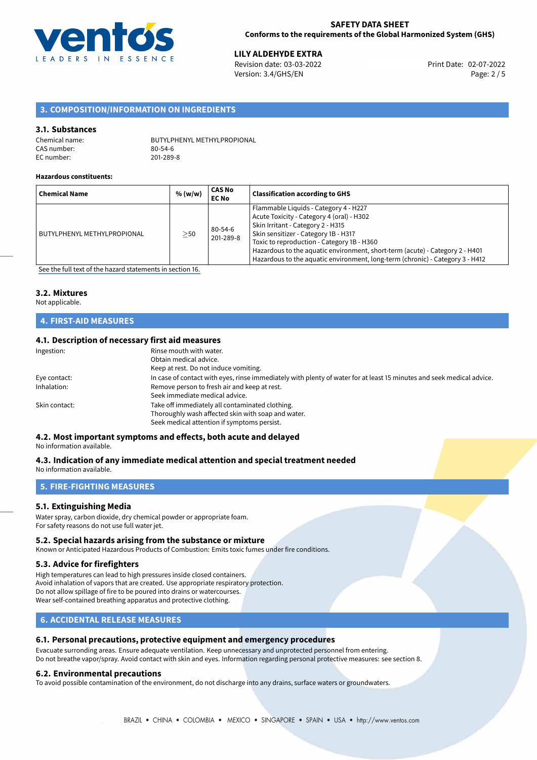## 3. COMPOSITION/INFORMATION ON INGREDIENTS

### 3.1. Substances

Chemical name: BUTYLPHENYL METHYLPROPIONAL
CAS number: 80-54-6
EC number: 201-289-8

**Hazardous constituents:**

| Chemical Name | % (w/w) | CAS No EC No | Classification according to GHS |
|---|---|---|---|
| BUTYLPHENYL METHYLPROPIONAL | ≥50 | 80-54-6 201-289-8 | Flammable Liquids - Category 4 - H227<br>Acute Toxicity - Category 4 (oral) - H302<br>Skin Irritant - Category 2 - H315<br>Skin sensitizer - Category 1B - H317<br>Toxic to reproduction - Category 1B - H360<br>Hazardous to the aquatic environment, short-term (acute) - Category 2 - H401<br>Hazardous to the aquatic environment, long-term (chronic) - Category 3 - H412 |

See the full text of the hazard statements in section 16.

### 3.2. Mixtures

Not applicable.

## 4. FIRST-AID MEASURES

### 4.1. Description of necessary first aid measures

Ingestion: Rinse mouth with water.
Obtain medical advice.
Keep at rest. Do not induce vomiting.

Eye contact: In case of contact with eyes, rinse immediately with plenty of water for at least 15 minutes and seek medical advice.

Inhalation: Remove person to fresh air and keep at rest.
Seek immediate medical advice.

Skin contact: Take off immediately all contaminated clothing.
Thoroughly wash affected skin with soap and water.
Seek medical attention if symptoms persist.

### 4.2. Most important symptoms and effects, both acute and delayed

No information available.

### 4.3. Indication of any immediate medical attention and special treatment needed

No information available.

## 5. FIRE-FIGHTING MEASURES

### 5.1. Extinguishing Media

Water spray, carbon dioxide, dry chemical powder or appropriate foam.
For safety reasons do not use full water jet.

### 5.2. Special hazards arising from the substance or mixture

Known or Anticipated Hazardous Products of Combustion: Emits toxic fumes under fire conditions.

### 5.3. Advice for firefighters

High temperatures can lead to high pressures inside closed containers.
Avoid inhalation of vapors that are created. Use appropriate respiratory protection.
Do not allow spillage of fire to be poured into drains or watercourses.
Wear self-contained breathing apparatus and protective clothing.

## 6. ACCIDENTAL RELEASE MEASURES

### 6.1. Personal precautions, protective equipment and emergency procedures

Evacuate surronding areas. Ensure adequate ventilation. Keep unnecessary and unprotected personnel from entering.
Do not breathe vapor/spray. Avoid contact with skin and eyes. Information regarding personal protective measures: see section 8.

### 6.2. Environmental precautions

To avoid possible contamination of the environment, do not discharge into any drains, surface waters or groundwaters.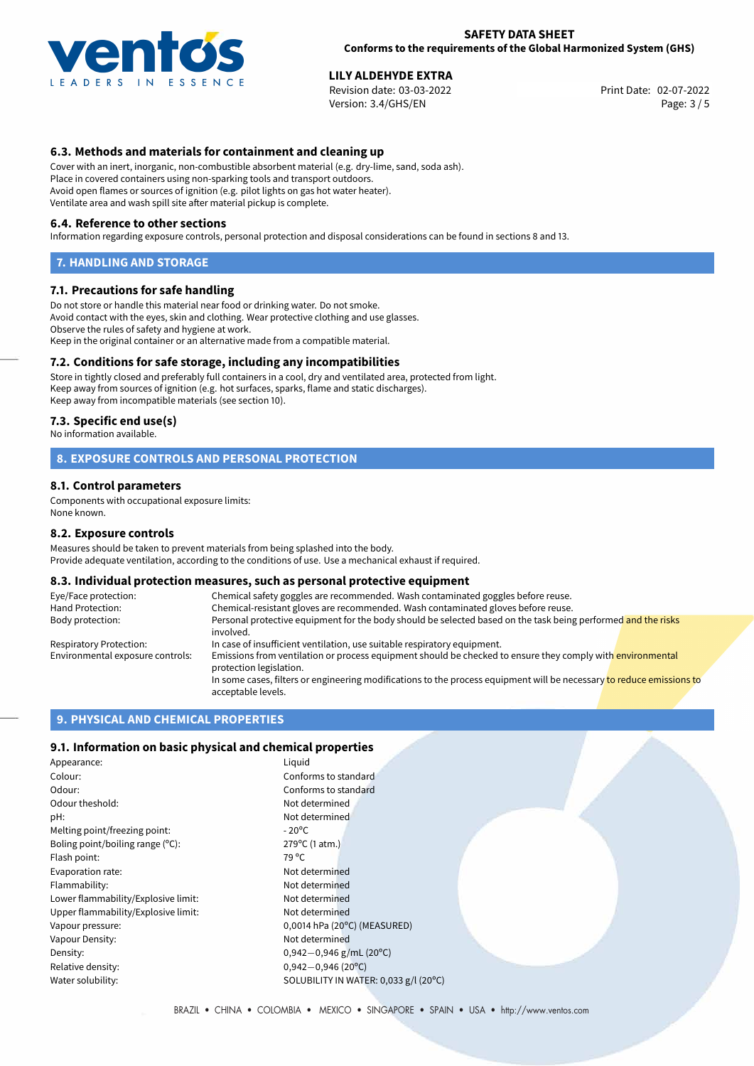### 6.3. Methods and materials for containment and cleaning up

Cover with an inert, inorganic, non-combustible absorbent material (e.g. dry-lime, sand, soda ash).
Place in covered containers using non-sparking tools and transport outdoors.
Avoid open flames or sources of ignition (e.g. pilot lights on gas hot water heater).
Ventilate area and wash spill site after material pickup is complete.

### 6.4. Reference to other sections

Information regarding exposure controls, personal protection and disposal considerations can be found in sections 8 and 13.

## 7. HANDLING AND STORAGE

### 7.1. Precautions for safe handling

Do not store or handle this material near food or drinking water. Do not smoke.
Avoid contact with the eyes, skin and clothing. Wear protective clothing and use glasses.
Observe the rules of safety and hygiene at work.
Keep in the original container or an alternative made from a compatible material.

### 7.2. Conditions for safe storage, including any incompatibilities

Store in tightly closed and preferably full containers in a cool, dry and ventilated area, protected from light.
Keep away from sources of ignition (e.g. hot surfaces, sparks, flame and static discharges).
Keep away from incompatible materials (see section 10).

### 7.3. Specific end use(s)

No information available.

## 8. EXPOSURE CONTROLS AND PERSONAL PROTECTION

### 8.1. Control parameters

Components with occupational exposure limits:
None known.

### 8.2. Exposure controls

Measures should be taken to prevent materials from being splashed into the body.
Provide adequate ventilation, according to the conditions of use. Use a mechanical exhaust if required.

### 8.3. Individual protection measures, such as personal protective equipment

| | |
|---|---|
| Eye/Face protection: | Chemical safety goggles are recommended. Wash contaminated goggles before reuse. |
| Hand Protection: | Chemical-resistant gloves are recommended. Wash contaminated gloves before reuse. |
| Body protection: | Personal protective equipment for the body should be selected based on the task being performed and the risks involved. |
| Respiratory Protection: | In case of insufficient ventilation, use suitable respiratory equipment. |
| Environmental exposure controls: | Emissions from ventilation or process equipment should be checked to ensure they comply with environmental protection legislation. In some cases, filters or engineering modifications to the process equipment will be necessary to reduce emissions to acceptable levels. |

## 9. PHYSICAL AND CHEMICAL PROPERTIES

### 9.1. Information on basic physical and chemical properties

| | |
|---|---|
| Appearance: | Liquid |
| Colour: | Conforms to standard |
| Odour: | Conforms to standard |
| Odour theshold: | Not determined |
| pH: | Not determined |
| Melting point/freezing point: | - 20°C |
| Boling point/boiling range (°C): | 279°C (1 atm.) |
| Flash point: | 79 °C |
| Evaporation rate: | Not determined |
| Flammability: | Not determined |
| Lower flammability/Explosive limit: | Not determined |
| Upper flammability/Explosive limit: | Not determined |
| Vapour pressure: | 0,0014 hPa (20°C) (MEASURED) |
| Vapour Density: | Not determined |
| Density: | 0,942—0,946 g/mL (20°C) |
| Relative density: | 0,942—0,946 (20°C) |
| Water solubility: | SOLUBILITY IN WATER: 0,033 g/l (20°C) |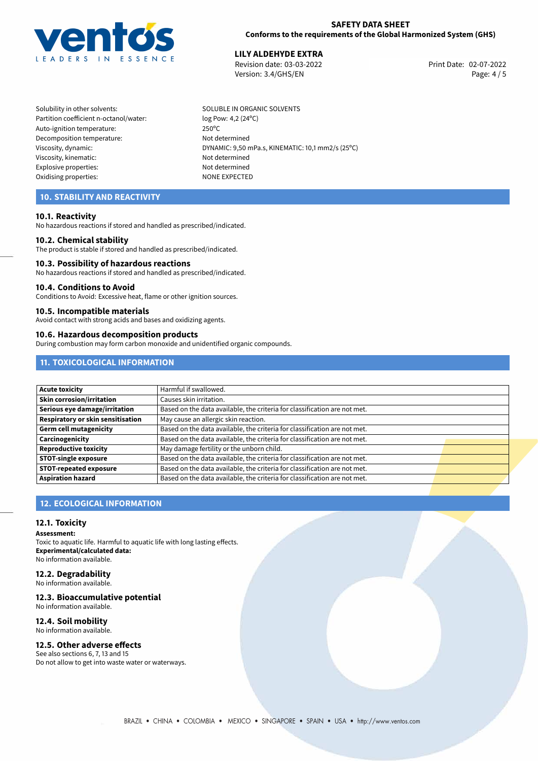| | |
|---|---|
| Solubility in other solvents: | SOLUBLE IN ORGANIC SOLVENTS |
| Partition coefficient n-octanol/water: | log Pow: 4,2 (24°C) |
| Auto-ignition temperature: | 250°C |
| Decomposition temperature: | Not determined |
| Viscosity, dynamic: | DYNAMIC: 9,50 mPa.s, KINEMATIC: 10,1 mm2/s (25°C) |
| Viscosity, kinematic: | Not determined |
| Explosive properties: | Not determined |
| Oxidising properties: | NONE EXPECTED |

## 10. STABILITY AND REACTIVITY

### 10.1. Reactivity
No hazardous reactions if stored and handled as prescribed/indicated.

### 10.2. Chemical stability
The product is stable if stored and handled as prescribed/indicated.

### 10.3. Possibility of hazardous reactions
No hazardous reactions if stored and handled as prescribed/indicated.

### 10.4. Conditions to Avoid
Conditions to Avoid: Excessive heat, flame or other ignition sources.

### 10.5. Incompatible materials
Avoid contact with strong acids and bases and oxidizing agents.

### 10.6. Hazardous decomposition products
During combustion may form carbon monoxide and unidentified organic compounds.

## 11. TOXICOLOGICAL INFORMATION

| | |
|---|---|
| **Acute toxicity** | Harmful if swallowed. |
| **Skin corrosion/irritation** | Causes skin irritation. |
| **Serious eye damage/irritation** | Based on the data available, the criteria for classification are not met. |
| **Respiratory or skin sensitisation** | May cause an allergic skin reaction. |
| **Germ cell mutagenicity** | Based on the data available, the criteria for classification are not met. |
| **Carcinogenicity** | Based on the data available, the criteria for classification are not met. |
| **Reproductive toxicity** | May damage fertility or the unborn child. |
| **STOT-single exposure** | Based on the data available, the criteria for classification are not met. |
| **STOT-repeated exposure** | Based on the data available, the criteria for classification are not met. |
| **Aspiration hazard** | Based on the data available, the criteria for classification are not met. |

## 12. ECOLOGICAL INFORMATION

### 12.1. Toxicity
**Assessment:**
Toxic to aquatic life. Harmful to aquatic life with long lasting effects.
**Experimental/calculated data:**
No information available.

### 12.2. Degradability
No information available.

### 12.3. Bioaccumulative potential
No information available.

### 12.4. Soil mobility
No information available.

### 12.5. Other adverse effects
See also sections 6, 7, 13 and 15
Do not allow to get into waste water or waterways.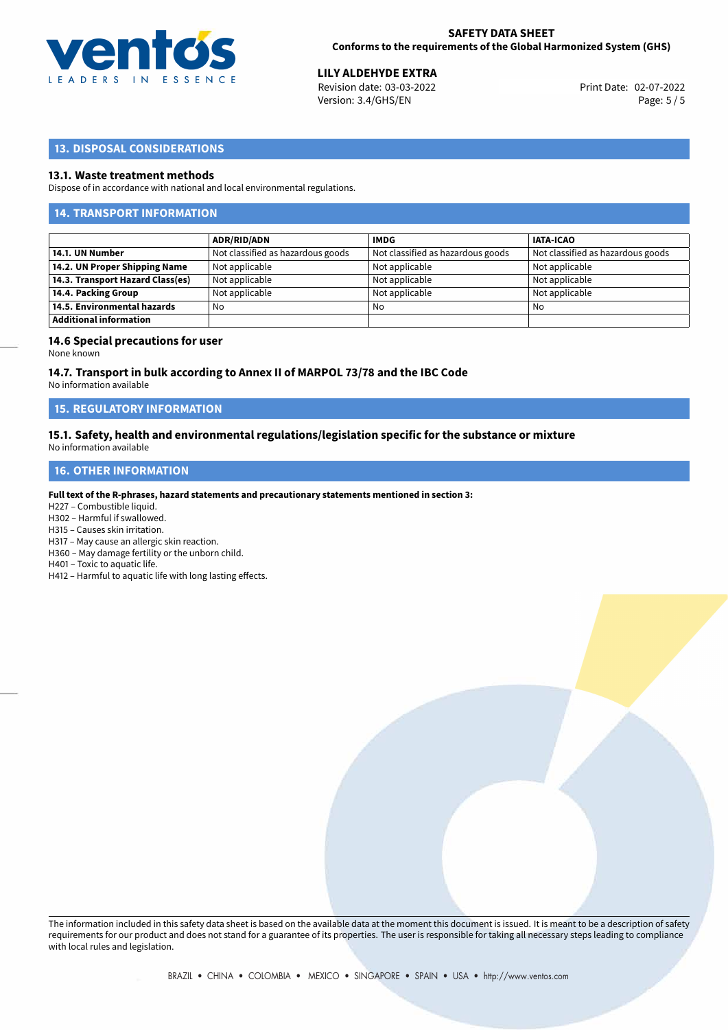## 13. DISPOSAL CONSIDERATIONS

### 13.1. Waste treatment methods

Dispose of in accordance with national and local environmental regulations.

## 14. TRANSPORT INFORMATION

| | ADR/RID/ADN | IMDG | IATA-ICAO |
|---|---|---|---|
| **14.1. UN Number** | Not classified as hazardous goods | Not classified as hazardous goods | Not classified as hazardous goods |
| **14.2. UN Proper Shipping Name** | Not applicable | Not applicable | Not applicable |
| **14.3. Transport Hazard Class(es)** | Not applicable | Not applicable | Not applicable |
| **14.4. Packing Group** | Not applicable | Not applicable | Not applicable |
| **14.5. Environmental hazards** | No | No | No |
| **Additional information** | | | |

### 14.6 Special precautions for user

None known

### 14.7. Transport in bulk according to Annex II of MARPOL 73/78 and the IBC Code

No information available

## 15. REGULATORY INFORMATION

### 15.1. Safety, health and environmental regulations/legislation specific for the substance or mixture

No information available

## 16. OTHER INFORMATION

**Full text of the R-phrases, hazard statements and precautionary statements mentioned in section 3:**

H227 – Combustible liquid.
H302 – Harmful if swallowed.
H315 – Causes skin irritation.
H317 – May cause an allergic skin reaction.
H360 – May damage fertility or the unborn child.
H401 – Toxic to aquatic life.
H412 – Harmful to aquatic life with long lasting effects.

The information included in this safety data sheet is based on the available data at the moment this document is issued. It is meant to be a description of safety requirements for our product and does not stand for a guarantee of its properties. The user is responsible for taking all necessary steps leading to compliance with local rules and legislation.